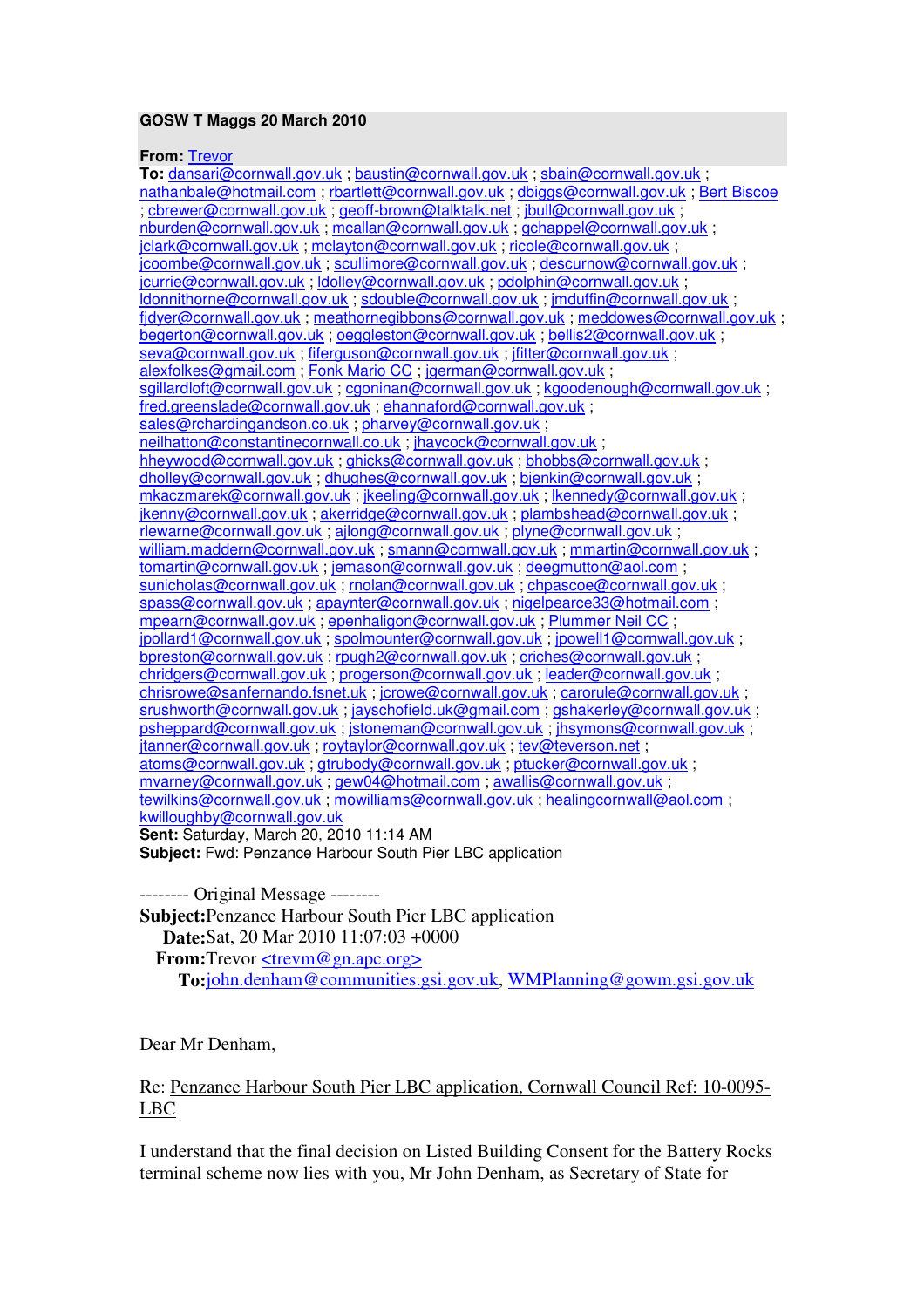**GOSW T Maggs 20 March 2010**

**From:** Trevor
**To:** dansari@cornwall.gov.uk ; baustin@cornwall.gov.uk ; sbain@cornwall.gov.uk ; nathanbale@hotmail.com ; rbartlett@cornwall.gov.uk ; dbiggs@cornwall.gov.uk ; Bert Biscoe ; cbrewer@cornwall.gov.uk ; geoff-brown@talktalk.net ; jbull@cornwall.gov.uk ; nburden@cornwall.gov.uk ; mcallan@cornwall.gov.uk ; gchappel@cornwall.gov.uk ; jclark@cornwall.gov.uk ; mclayton@cornwall.gov.uk ; ricole@cornwall.gov.uk ; jcoombe@cornwall.gov.uk ; scullimore@cornwall.gov.uk ; descurnow@cornwall.gov.uk ; jcurrie@cornwall.gov.uk ; ldolley@cornwall.gov.uk ; pdolphin@cornwall.gov.uk ; ldonnithorne@cornwall.gov.uk ; sdouble@cornwall.gov.uk ; jmduffin@cornwall.gov.uk ; fjdyer@cornwall.gov.uk ; meathornegibbons@cornwall.gov.uk ; meddowes@cornwall.gov.uk ; begerton@cornwall.gov.uk ; oeggleston@cornwall.gov.uk ; bellis2@cornwall.gov.uk ; seva@cornwall.gov.uk ; fiferguson@cornwall.gov.uk ; jfitter@cornwall.gov.uk ; alexfolkes@gmail.com ; Fonk Mario CC ; jgerman@cornwall.gov.uk ; sgillardloft@cornwall.gov.uk ; cgoninan@cornwall.gov.uk ; kgoodenough@cornwall.gov.uk ; fred.greenslade@cornwall.gov.uk ; ehannaford@cornwall.gov.uk ; sales@rchardingandson.co.uk ; pharvey@cornwall.gov.uk ; neilhatton@constantinecornwall.co.uk ; jhaycock@cornwall.gov.uk ; hheywood@cornwall.gov.uk ; ghicks@cornwall.gov.uk ; bhobbs@cornwall.gov.uk ; dholley@cornwall.gov.uk ; dhughes@cornwall.gov.uk ; bjenkin@cornwall.gov.uk ; mkaczmarek@cornwall.gov.uk ; jkeeling@cornwall.gov.uk ; lkennedy@cornwall.gov.uk ; jkenny@cornwall.gov.uk ; akerridge@cornwall.gov.uk ; plambshead@cornwall.gov.uk ; rlewarne@cornwall.gov.uk ; ajlong@cornwall.gov.uk ; plyne@cornwall.gov.uk ; william.maddern@cornwall.gov.uk ; smann@cornwall.gov.uk ; mmartin@cornwall.gov.uk ; tomartin@cornwall.gov.uk ; jemason@cornwall.gov.uk ; deegmutton@aol.com ; sunicholas@cornwall.gov.uk ; rnolan@cornwall.gov.uk ; chpascoe@cornwall.gov.uk ; spass@cornwall.gov.uk ; apaynter@cornwall.gov.uk ; nigelpearce33@hotmail.com ; mpearn@cornwall.gov.uk ; epenhaligon@cornwall.gov.uk ; Plummer Neil CC ; jpollard1@cornwall.gov.uk ; spolmounter@cornwall.gov.uk ; jpowell1@cornwall.gov.uk ; bpreston@cornwall.gov.uk ; rpugh2@cornwall.gov.uk ; criches@cornwall.gov.uk ; chridgers@cornwall.gov.uk ; progerson@cornwall.gov.uk ; leader@cornwall.gov.uk ; chrisrowe@sanfernando.fsnet.uk ; jcrowe@cornwall.gov.uk ; carorule@cornwall.gov.uk ; srushworth@cornwall.gov.uk ; jayschofield.uk@gmail.com ; gshakerley@cornwall.gov.uk ; psheppard@cornwall.gov.uk ; jstoneman@cornwall.gov.uk ; jhsymons@cornwall.gov.uk ; jtanner@cornwall.gov.uk ; roytaylor@cornwall.gov.uk ; tev@teverson.net ; atoms@cornwall.gov.uk ; gtrubody@cornwall.gov.uk ; ptucker@cornwall.gov.uk ; mvarney@cornwall.gov.uk ; gew04@hotmail.com ; awallis@cornwall.gov.uk ; tewilkins@cornwall.gov.uk ; mowilliams@cornwall.gov.uk ; healingcornwall@aol.com ; kwilloughby@cornwall.gov.uk
**Sent:** Saturday, March 20, 2010 11:14 AM
**Subject:** Fwd: Penzance Harbour South Pier LBC application

-------- Original Message --------
**Subject:** Penzance Harbour South Pier LBC application
**Date:** Sat, 20 Mar 2010 11:07:03 +0000
**From:** Trevor <trevm@gn.apc.org>
**To:** john.denham@communities.gsi.gov.uk, WMPlanning@gowm.gsi.gov.uk

Dear Mr Denham,

Re: Penzance Harbour South Pier LBC application, Cornwall Council Ref: 10-0095-LBC

I understand that the final decision on Listed Building Consent for the Battery Rocks terminal scheme now lies with you, Mr John Denham, as Secretary of State for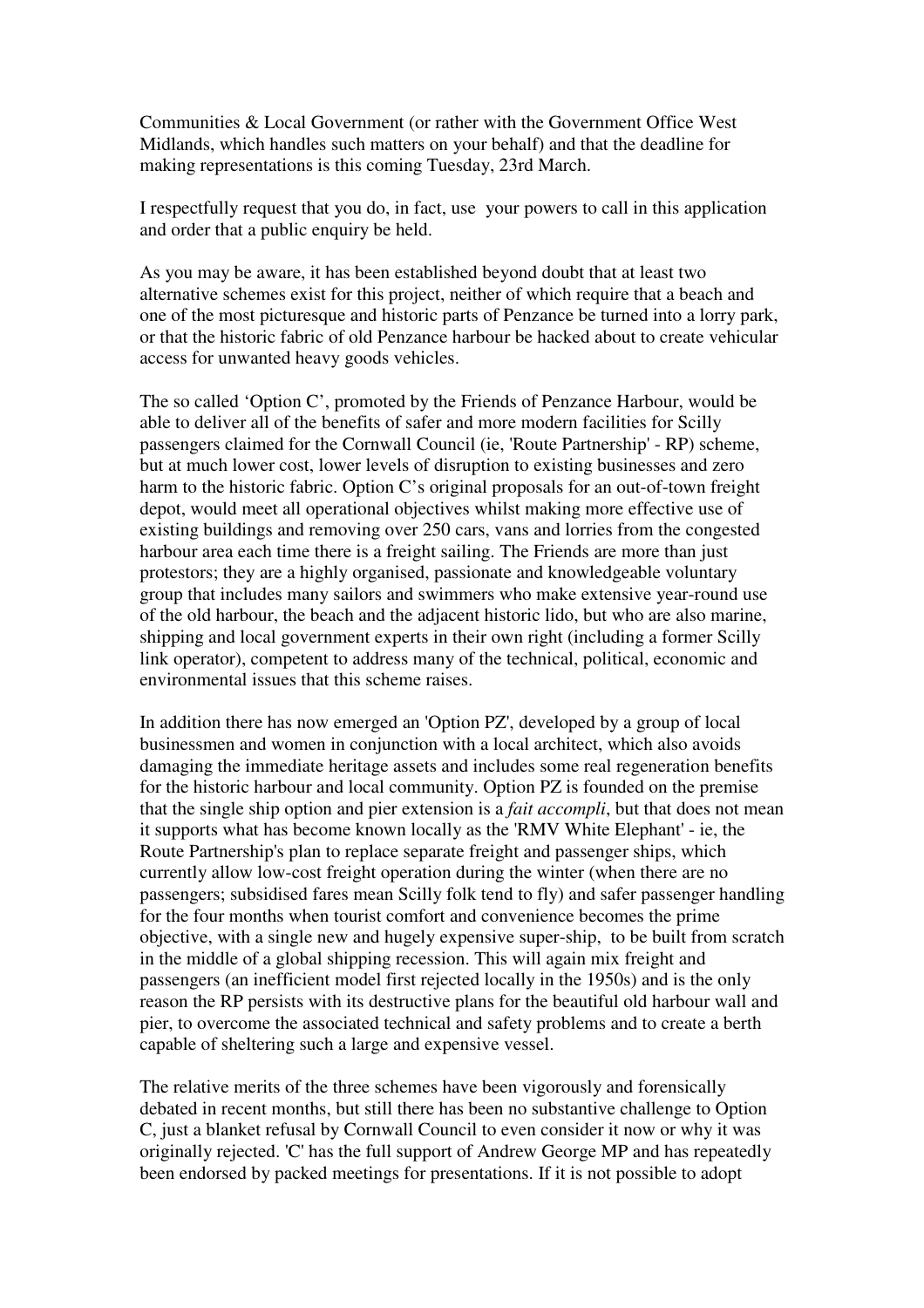Communities & Local Government (or rather with the Government Office West Midlands, which handles such matters on your behalf) and that the deadline for making representations is this coming Tuesday, 23rd March.

I respectfully request that you do, in fact, use your powers to call in this application and order that a public enquiry be held.

As you may be aware, it has been established beyond doubt that at least two alternative schemes exist for this project, neither of which require that a beach and one of the most picturesque and historic parts of Penzance be turned into a lorry park, or that the historic fabric of old Penzance harbour be hacked about to create vehicular access for unwanted heavy goods vehicles.

The so called 'Option C', promoted by the Friends of Penzance Harbour, would be able to deliver all of the benefits of safer and more modern facilities for Scilly passengers claimed for the Cornwall Council (ie, 'Route Partnership' - RP) scheme, but at much lower cost, lower levels of disruption to existing businesses and zero harm to the historic fabric. Option C's original proposals for an out-of-town freight depot, would meet all operational objectives whilst making more effective use of existing buildings and removing over 250 cars, vans and lorries from the congested harbour area each time there is a freight sailing. The Friends are more than just protestors; they are a highly organised, passionate and knowledgeable voluntary group that includes many sailors and swimmers who make extensive year-round use of the old harbour, the beach and the adjacent historic lido, but who are also marine, shipping and local government experts in their own right (including a former Scilly link operator), competent to address many of the technical, political, economic and environmental issues that this scheme raises.

In addition there has now emerged an 'Option PZ', developed by a group of local businessmen and women in conjunction with a local architect, which also avoids damaging the immediate heritage assets and includes some real regeneration benefits for the historic harbour and local community. Option PZ is founded on the premise that the single ship option and pier extension is a *fait accompli*, but that does not mean it supports what has become known locally as the 'RMV White Elephant' - ie, the Route Partnership's plan to replace separate freight and passenger ships, which currently allow low-cost freight operation during the winter (when there are no passengers; subsidised fares mean Scilly folk tend to fly) and safer passenger handling for the four months when tourist comfort and convenience becomes the prime objective, with a single new and hugely expensive super-ship, to be built from scratch in the middle of a global shipping recession. This will again mix freight and passengers (an inefficient model first rejected locally in the 1950s) and is the only reason the RP persists with its destructive plans for the beautiful old harbour wall and pier, to overcome the associated technical and safety problems and to create a berth capable of sheltering such a large and expensive vessel.

The relative merits of the three schemes have been vigorously and forensically debated in recent months, but still there has been no substantive challenge to Option C, just a blanket refusal by Cornwall Council to even consider it now or why it was originally rejected. 'C' has the full support of Andrew George MP and has repeatedly been endorsed by packed meetings for presentations. If it is not possible to adopt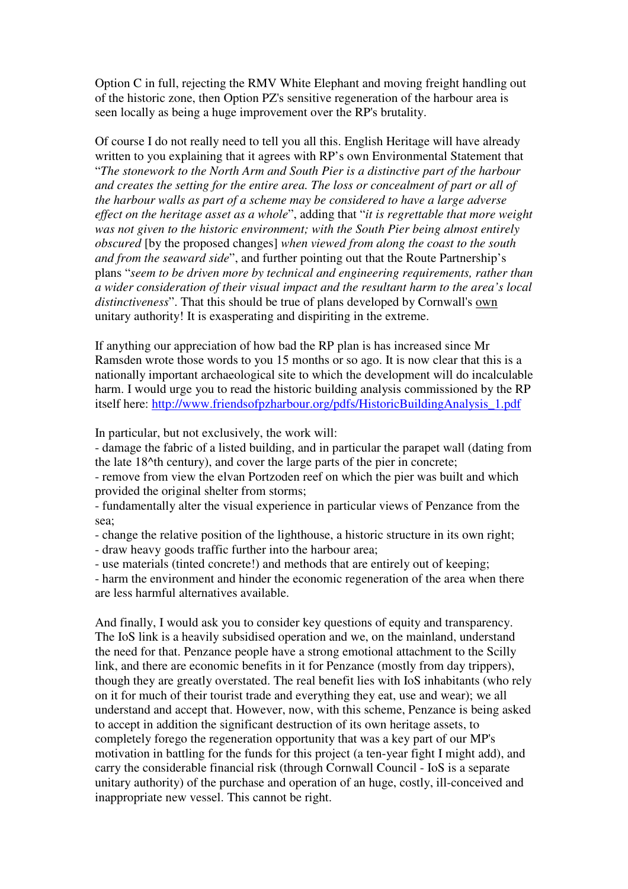Option C in full, rejecting the RMV White Elephant and moving freight handling out of the historic zone, then Option PZ's sensitive regeneration of the harbour area is seen locally as being a huge improvement over the RP's brutality.

Of course I do not really need to tell you all this. English Heritage will have already written to you explaining that it agrees with RP's own Environmental Statement that "*The stonework to the North Arm and South Pier is a distinctive part of the harbour and creates the setting for the entire area. The loss or concealment of part or all of the harbour walls as part of a scheme may be considered to have a large adverse effect on the heritage asset as a whole*", adding that "*it is regrettable that more weight was not given to the historic environment; with the South Pier being almost entirely obscured* [by the proposed changes] *when viewed from along the coast to the south and from the seaward side*", and further pointing out that the Route Partnership's plans "*seem to be driven more by technical and engineering requirements, rather than a wider consideration of their visual impact and the resultant harm to the area's local distinctiveness*". That this should be true of plans developed by Cornwall's <u>own</u> unitary authority! It is exasperating and dispiriting in the extreme.

If anything our appreciation of how bad the RP plan is has increased since Mr Ramsden wrote those words to you 15 months or so ago. It is now clear that this is a nationally important archaeological site to which the development will do incalculable harm. I would urge you to read the historic building analysis commissioned by the RP itself here: [http://www.friendsofpzharbour.org/pdfs/HistoricBuildingAnalysis_1.pdf](http://www.friendsofpzharbour.org/pdfs/HistoricBuildingAnalysis_1.pdf)

In particular, but not exclusively, the work will:
- damage the fabric of a listed building, and in particular the parapet wall (dating from the late 18^th century), and cover the large parts of the pier in concrete;
- remove from view the elvan Portzoden reef on which the pier was built and which provided the original shelter from storms;
- fundamentally alter the visual experience in particular views of Penzance from the sea;
- change the relative position of the lighthouse, a historic structure in its own right;
- draw heavy goods traffic further into the harbour area;
- use materials (tinted concrete!) and methods that are entirely out of keeping;
- harm the environment and hinder the economic regeneration of the area when there are less harmful alternatives available.

And finally, I would ask you to consider key questions of equity and transparency. The IoS link is a heavily subsidised operation and we, on the mainland, understand the need for that. Penzance people have a strong emotional attachment to the Scilly link, and there are economic benefits in it for Penzance (mostly from day trippers), though they are greatly overstated. The real benefit lies with IoS inhabitants (who rely on it for much of their tourist trade and everything they eat, use and wear); we all understand and accept that. However, now, with this scheme, Penzance is being asked to accept in addition the significant destruction of its own heritage assets, to completely forego the regeneration opportunity that was a key part of our MP's motivation in battling for the funds for this project (a ten-year fight I might add), and carry the considerable financial risk (through Cornwall Council - IoS is a separate unitary authority) of the purchase and operation of an huge, costly, ill-conceived and inappropriate new vessel. This cannot be right.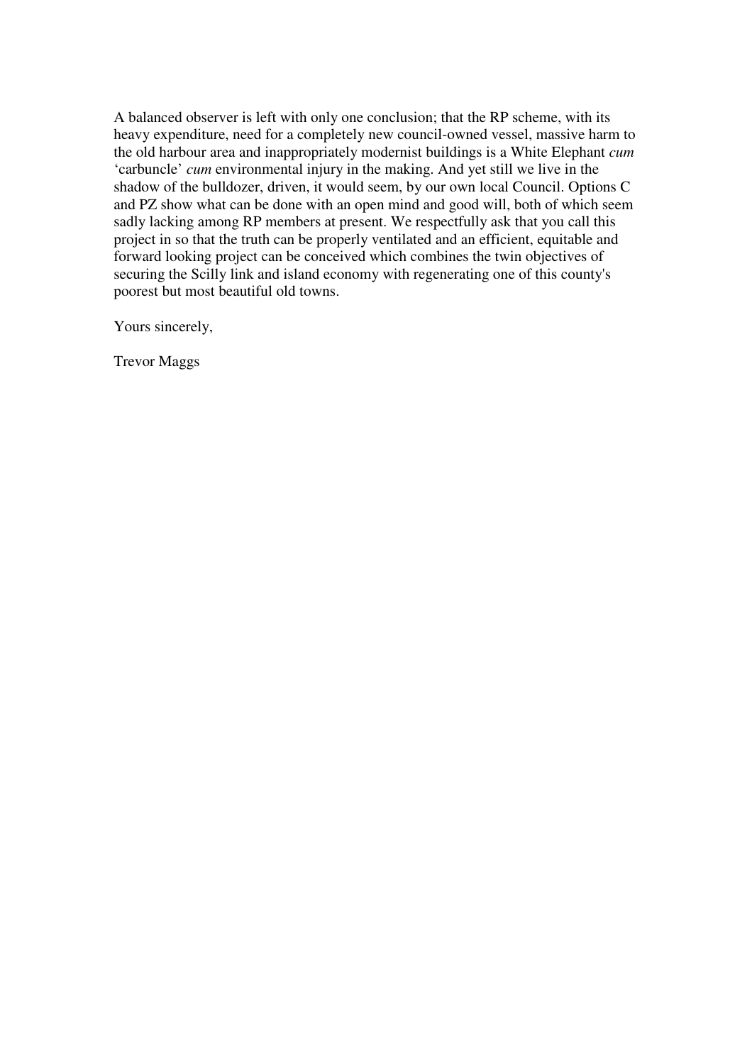A balanced observer is left with only one conclusion; that the RP scheme, with its heavy expenditure, need for a completely new council-owned vessel, massive harm to the old harbour area and inappropriately modernist buildings is a White Elephant *cum* 'carbuncle' *cum* environmental injury in the making. And yet still we live in the shadow of the bulldozer, driven, it would seem, by our own local Council. Options C and PZ show what can be done with an open mind and good will, both of which seem sadly lacking among RP members at present. We respectfully ask that you call this project in so that the truth can be properly ventilated and an efficient, equitable and forward looking project can be conceived which combines the twin objectives of securing the Scilly link and island economy with regenerating one of this county's poorest but most beautiful old towns.

Yours sincerely,

Trevor Maggs